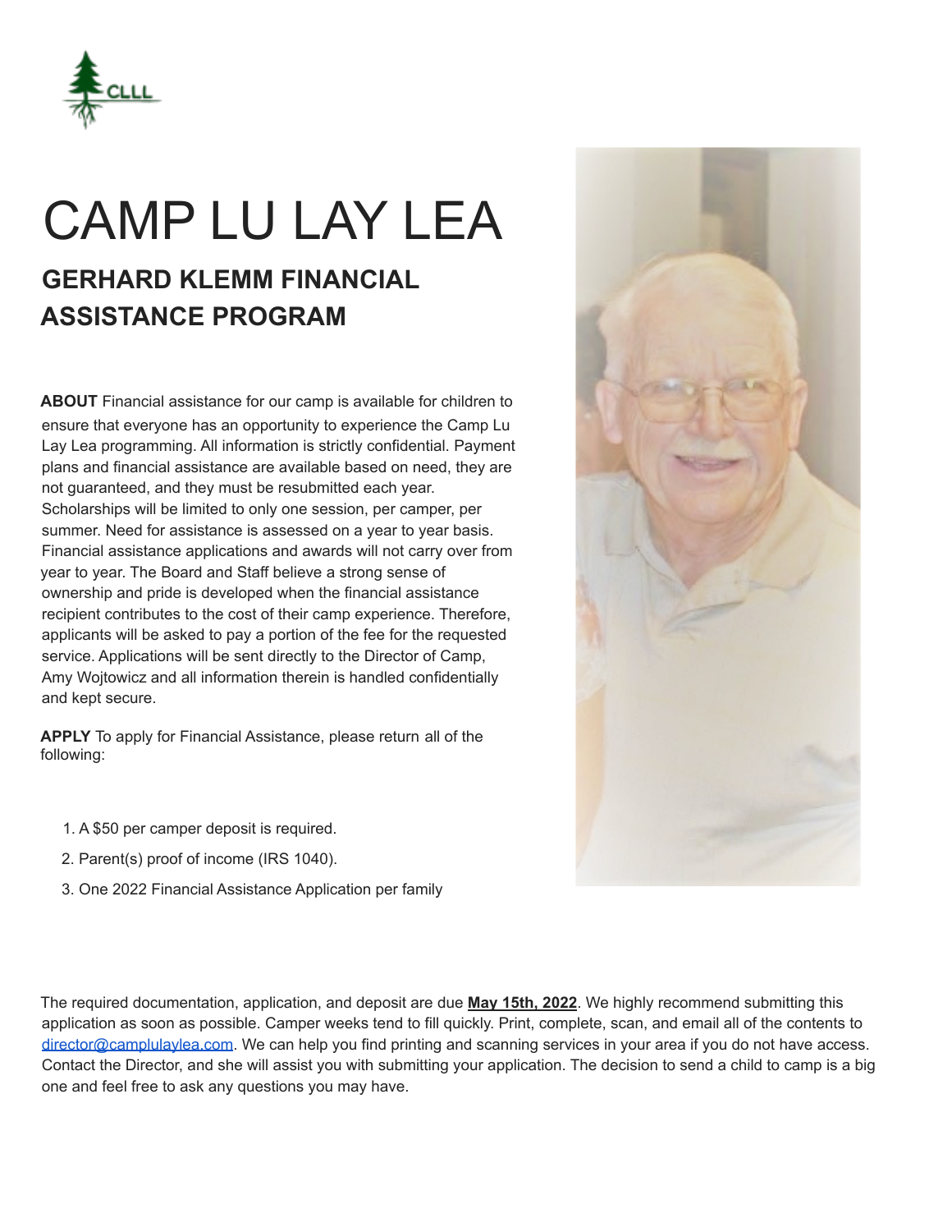CLLL

# CAMP LU LAY LEA

## GERHARD KLEMM FINANCIAL ASSISTANCE PROGRAM

**ABOUT** Financial assistance for our camp is available for children to ensure that everyone has an opportunity to experience the Camp Lu Lay Lea programming. All information is strictly confidential. Payment plans and financial assistance are available based on need, they are not guaranteed, and they must be resubmitted each year. Scholarships will be limited to only one session, per camper, per summer. Need for assistance is assessed on a year to year basis. Financial assistance applications and awards will not carry over from year to year. The Board and Staff believe a strong sense of ownership and pride is developed when the financial assistance recipient contributes to the cost of their camp experience. Therefore, applicants will be asked to pay a portion of the fee for the requested service. Applications will be sent directly to the Director of Camp, Amy Wojtowicz and all information therein is handled confidentially and kept secure.

**APPLY** To apply for Financial Assistance, please return all of the following:

1. A $50 per camper deposit is required.
2. Parent(s) proof of income (IRS 1040).
3. One 2022 Financial Assistance Application per family

The required documentation, application, and deposit are due **May 15th, 2022**. We highly recommend submitting this application as soon as possible. Camper weeks tend to fill quickly. Print, complete, scan, and email all of the contents to director@camplulaylea.com. We can help you find printing and scanning services in your area if you do not have access. Contact the Director, and she will assist you with submitting your application. The decision to send a child to camp is a big one and feel free to ask any questions you may have.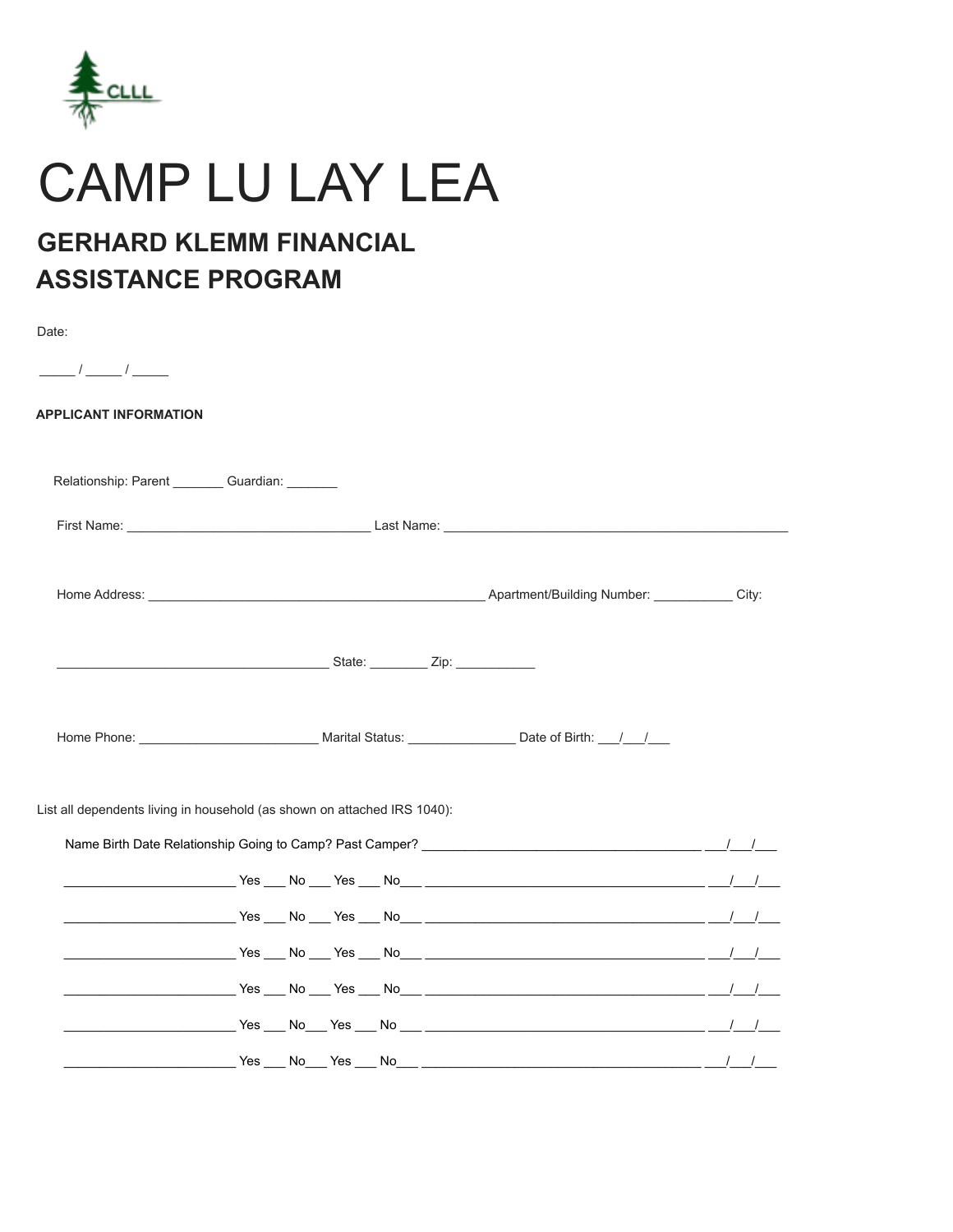# CAMP LU LAY LEA

## GERHARD KLEMM FINANCIAL ASSISTANCE PROGRAM

Date:

_____ / _____ / _____

**APPLICANT INFORMATION**

Relationship: Parent _______ Guardian: _______

First Name: _________________________________ Last Name: _______________________________________________

Home Address: ______________________________________________ Apartment/Building Number: ___________ City:

_____________________________________ State: ________ Zip: ___________

Home Phone: ________________________ Marital Status: _______________ Date of Birth: ___/___/___

List all dependents living in household (as shown on attached IRS 1040):

Name Birth Date Relationship Going to Camp? Past Camper? _____________________________________ ___/___/___

_______________________ Yes ___ No ___ Yes ___ No___ ______________________________________ ___/___/___

_______________________ Yes ___ No ___ Yes ___ No___ ______________________________________ ___/___/___

_______________________ Yes ___ No ___ Yes ___ No___ ______________________________________ ___/___/___

_______________________ Yes ___ No ___ Yes ___ No___ ______________________________________ ___/___/___

_______________________ Yes ___ No___ Yes ___ No ___ ______________________________________ ___/___/___

_______________________ Yes ___ No___ Yes ___ No___ ______________________________________ ___/___/___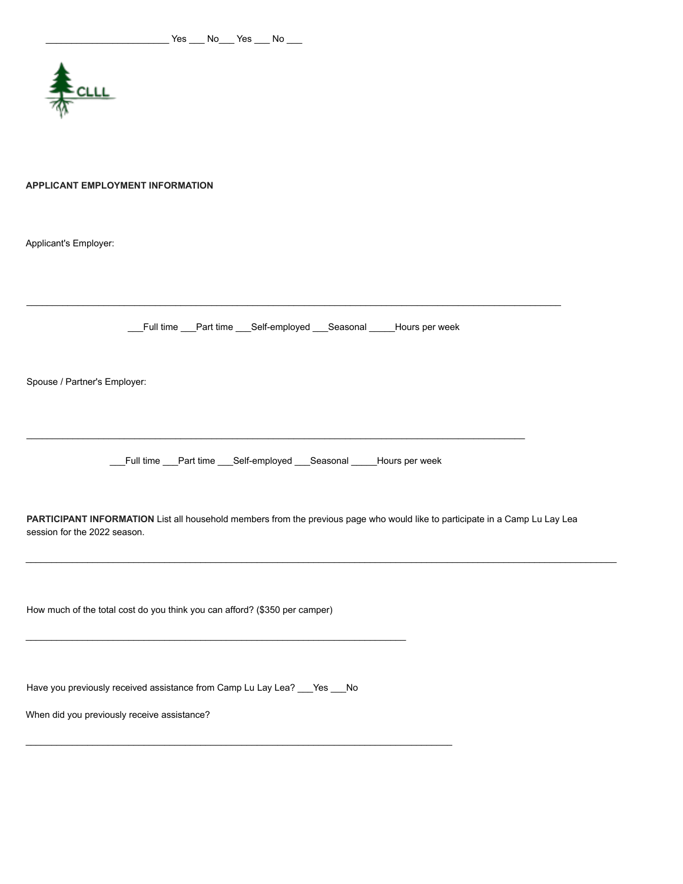________________________ Yes ___ No___ Yes ___ No ___

CLLL

**APPLICANT EMPLOYMENT INFORMATION**

Applicant's Employer:

________________________________________________________________________________________________

___Full time ___Part time ___Self-employed ___Seasonal _____Hours per week

Spouse / Partner's Employer:

________________________________________________________________________________________

___Full time ___Part time ___Self-employed ___Seasonal _____Hours per week

**PARTICIPANT INFORMATION** List all household members from the previous page who would like to participate in a Camp Lu Lay Lea session for the 2022 season.

__________________________________________________________________________________________________________

How much of the total cost do you think you can afford? ($350 per camper)

____________________________________________________________________

Have you previously received assistance from Camp Lu Lay Lea? ___Yes ___No

When did you previously receive assistance?

____________________________________________________________________________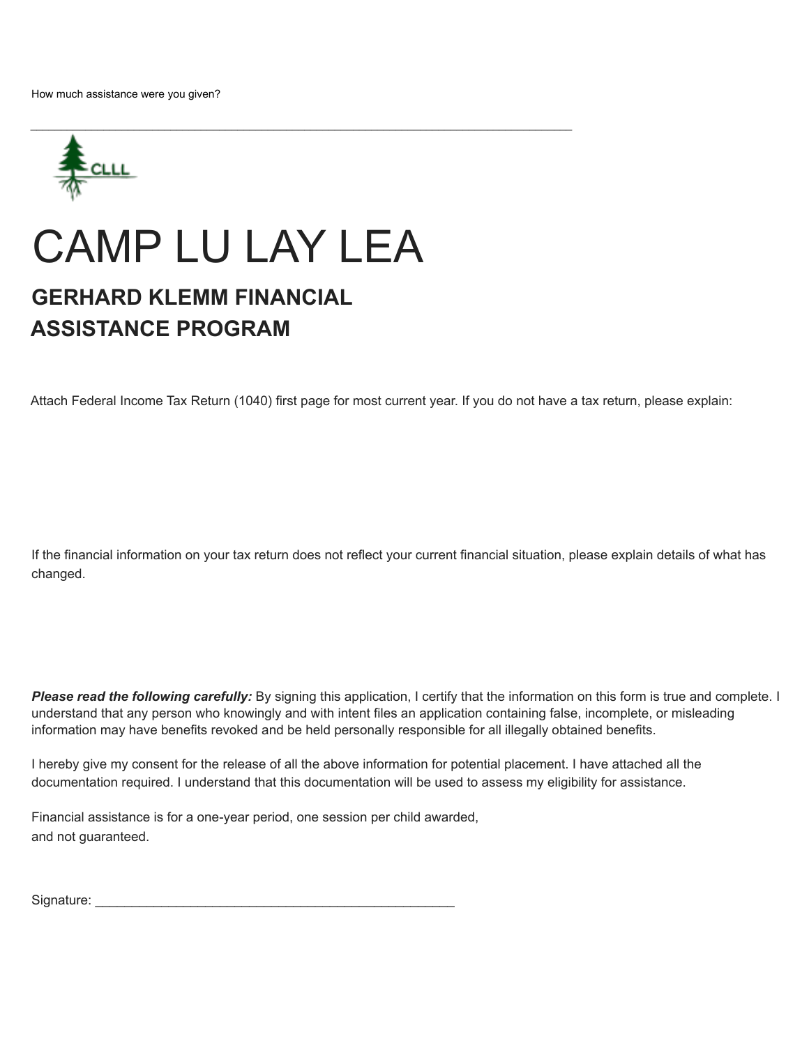How much assistance were you given?

_______________________________________________________________________________

CLLL

# CAMP LU LAY LEA

## GERHARD KLEMM FINANCIAL ASSISTANCE PROGRAM

Attach Federal Income Tax Return (1040) first page for most current year. If you do not have a tax return, please explain:

If the financial information on your tax return does not reflect your current financial situation, please explain details of what has changed.

***Please read the following carefully:*** By signing this application, I certify that the information on this form is true and complete. I understand that any person who knowingly and with intent files an application containing false, incomplete, or misleading information may have benefits revoked and be held personally responsible for all illegally obtained benefits.

I hereby give my consent for the release of all the above information for potential placement. I have attached all the documentation required. I understand that this documentation will be used to assess my eligibility for assistance.

Financial assistance is for a one-year period, one session per child awarded, and not guaranteed.

Signature: ____________________________________________________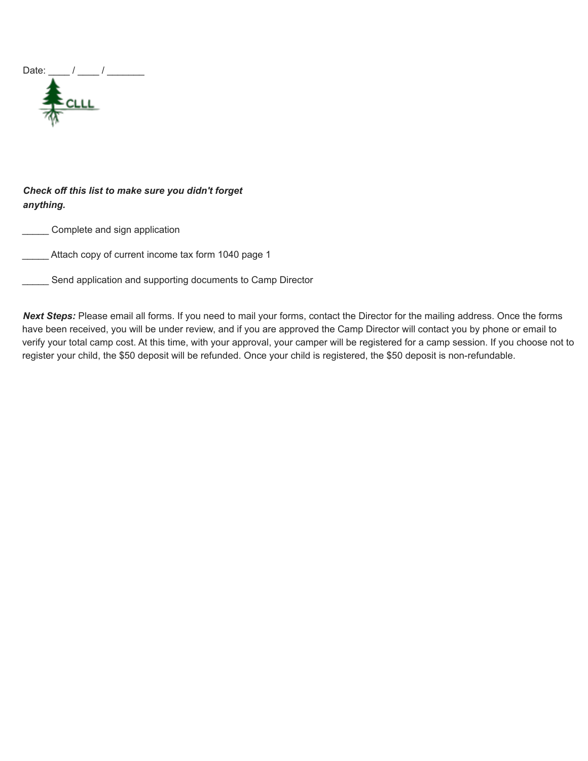Date: ____ / ____ / _______

CLLL

***Check off this list to make sure you didn't forget anything.***

_____ Complete and sign application

_____ Attach copy of current income tax form 1040 page 1

_____ Send application and supporting documents to Camp Director

***Next Steps:*** Please email all forms. If you need to mail your forms, contact the Director for the mailing address. Once the forms have been received, you will be under review, and if you are approved the Camp Director will contact you by phone or email to verify your total camp cost. At this time, with your approval, your camper will be registered for a camp session. If you choose not to register your child, the $50 deposit will be refunded. Once your child is registered, the $50 deposit is non-refundable.